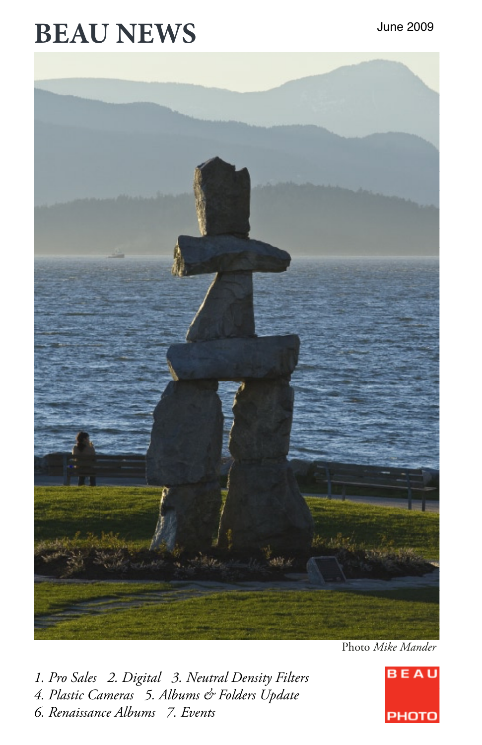# BEAU NEWS

June 2009

Photo *Mike Mander*

*1. Pro Sales 2. Digital 3. Neutral Density Filters*
*4. Plastic Cameras 5. Albums & Folders Update*
*6. Renaissance Albums 7. Events*

BEAU PHOTO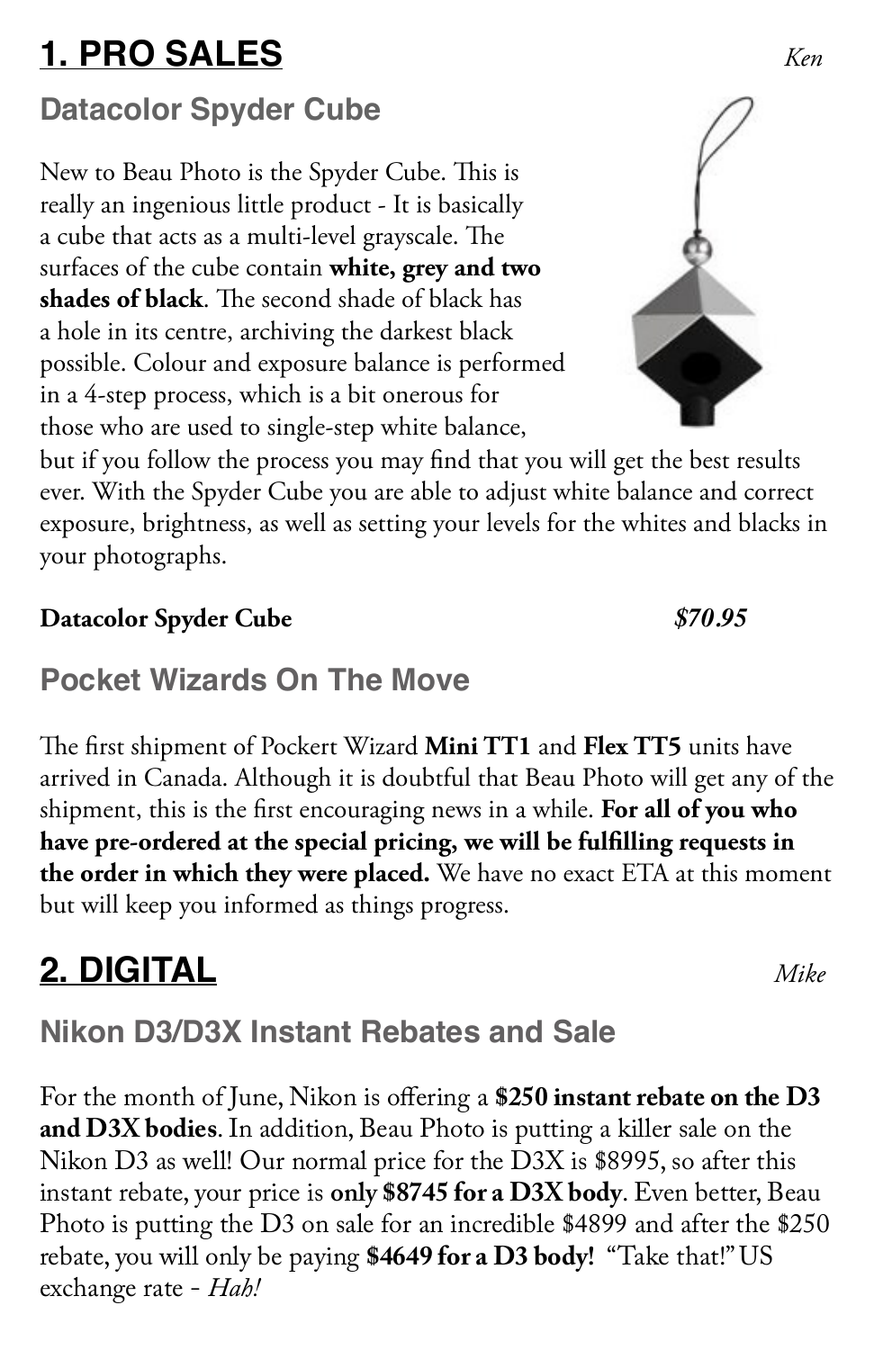# 1. PRO SALES

*Ken*

## Datacolor Spyder Cube

New to Beau Photo is the Spyder Cube. This is really an ingenious little product - It is basically a cube that acts as a multi-level grayscale. The surfaces of the cube contain **white, grey and two shades of black**. The second shade of black has a hole in its centre, archiving the darkest black possible. Colour and exposure balance is performed in a 4-step process, which is a bit onerous for those who are used to single-step white balance, but if you follow the process you may find that you will get the best results ever. With the Spyder Cube you are able to adjust white balance and correct exposure, brightness, as well as setting your levels for the whites and blacks in your photographs.

**Datacolor Spyder Cube** ***$70.95***

## Pocket Wizards On The Move

The first shipment of Pockert Wizard **Mini TT1** and **Flex TT5** units have arrived in Canada. Although it is doubtful that Beau Photo will get any of the shipment, this is the first encouraging news in a while. **For all of you who have pre-ordered at the special pricing, we will be fulfilling requests in the order in which they were placed.** We have no exact ETA at this moment but will keep you informed as things progress.

# 2. DIGITAL

*Mike*

## Nikon D3/D3X Instant Rebates and Sale

For the month of June, Nikon is offering a **$250 instant rebate on the D3 and D3X bodies**. In addition, Beau Photo is putting a killer sale on the Nikon D3 as well! Our normal price for the D3X is $8995, so after this instant rebate, your price is **only $8745 for a D3X body**. Even better, Beau Photo is putting the D3 on sale for an incredible $4899 and after the $250 rebate, you will only be paying **$4649 for a D3 body!** "Take that!" US exchange rate - *Hah!*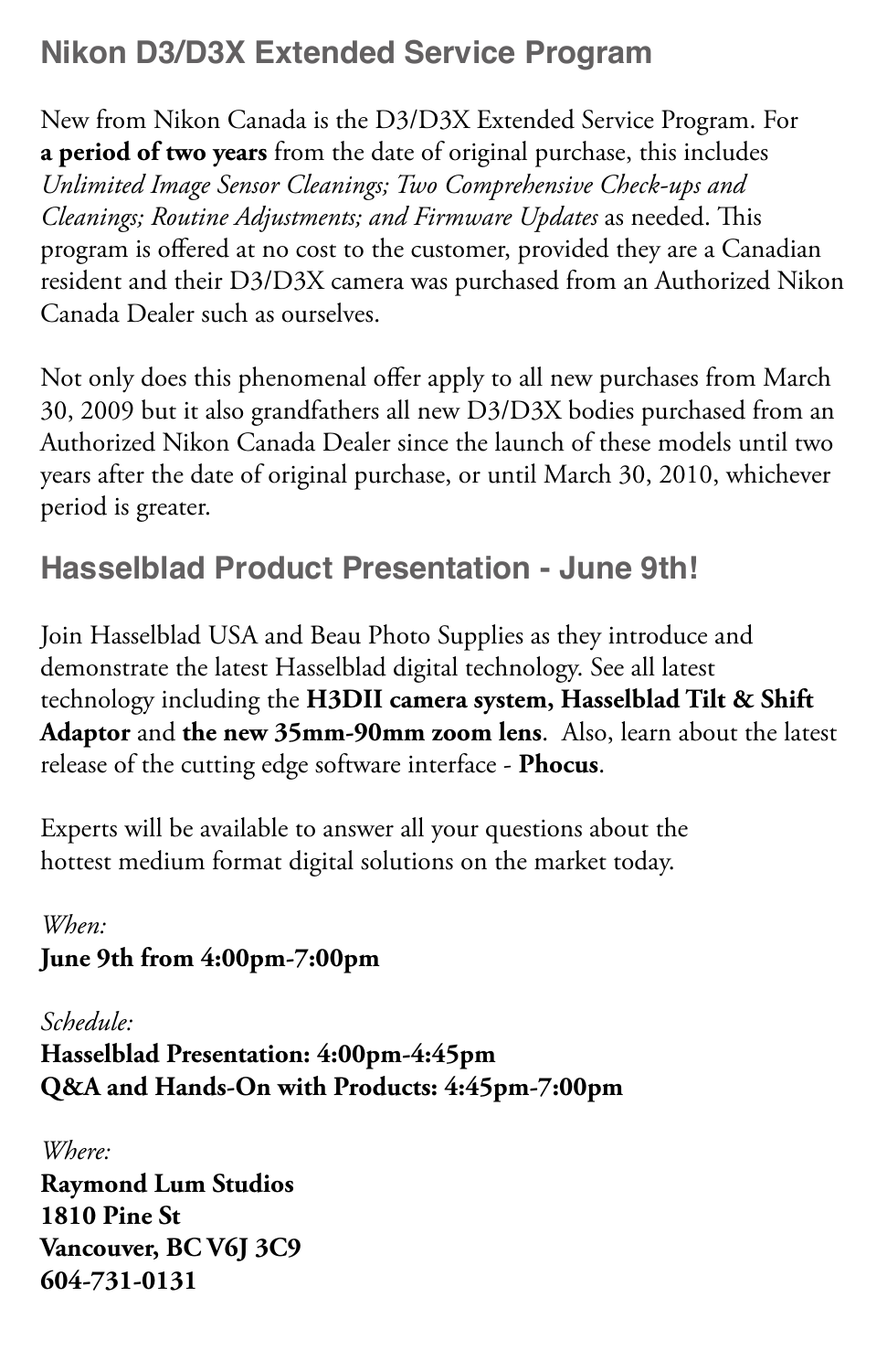## Nikon D3/D3X Extended Service Program

New from Nikon Canada is the D3/D3X Extended Service Program. For **a period of two years** from the date of original purchase, this includes *Unlimited Image Sensor Cleanings; Two Comprehensive Check-ups and Cleanings; Routine Adjustments; and Firmware Updates* as needed. This program is offered at no cost to the customer, provided they are a Canadian resident and their D3/D3X camera was purchased from an Authorized Nikon Canada Dealer such as ourselves.

Not only does this phenomenal offer apply to all new purchases from March 30, 2009 but it also grandfathers all new D3/D3X bodies purchased from an Authorized Nikon Canada Dealer since the launch of these models until two years after the date of original purchase, or until March 30, 2010, whichever period is greater.

## Hasselblad Product Presentation - June 9th!

Join Hasselblad USA and Beau Photo Supplies as they introduce and demonstrate the latest Hasselblad digital technology. See all latest technology including the **H3DII camera system, Hasselblad Tilt & Shift Adaptor** and **the new 35mm-90mm zoom lens**. Also, learn about the latest release of the cutting edge software interface - **Phocus**.

Experts will be available to answer all your questions about the hottest medium format digital solutions on the market today.

*When:*
**June 9th from 4:00pm-7:00pm**

*Schedule:*
**Hasselblad Presentation: 4:00pm-4:45pm**
**Q&A and Hands-On with Products: 4:45pm-7:00pm**

*Where:*
**Raymond Lum Studios**
**1810 Pine St**
**Vancouver, BC V6J 3C9**
**604-731-0131**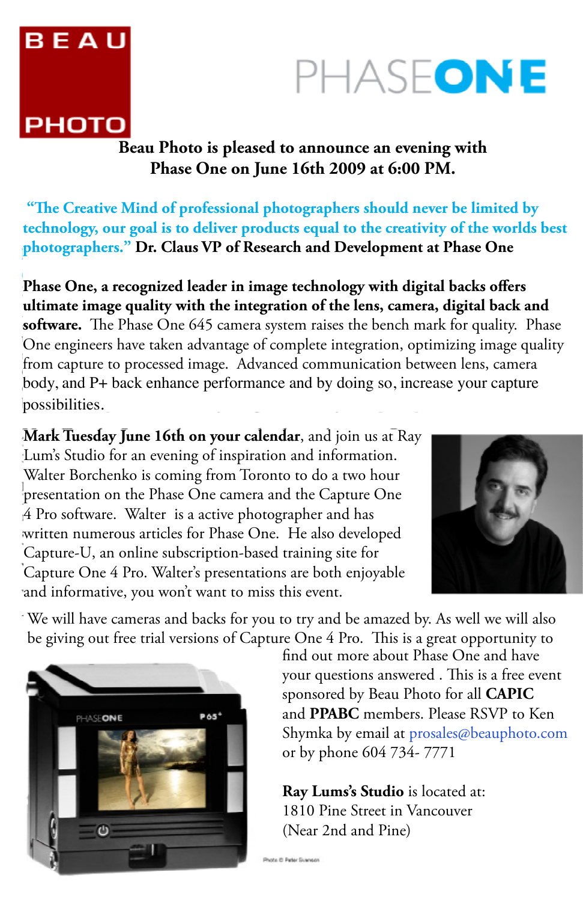BEAU PHOTO

PHASEONE

**Beau Photo is pleased to announce an evening with Phase One on June 16th 2009 at 6:00 PM.**

**"The Creative Mind of professional photographers should never be limited by technology, our goal is to deliver products equal to the creativity of the worlds best photographers." Dr. Claus VP of Research and Development at Phase One**

**Phase One, a recognized leader in image technology with digital backs offers ultimate image quality with the integration of the lens, camera, digital back and software.** The Phase One 645 camera system raises the bench mark for quality. Phase One engineers have taken advantage of complete integration, optimizing image quality from capture to processed image. Advanced communication between lens, camera body, and P+ back enhance performance and by doing so, increase your capture possibilities.

**Mark Tuesday June 16th on your calendar**, and join us at Ray Lum's Studio for an evening of inspiration and information. Walter Borchenko is coming from Toronto to do a two hour presentation on the Phase One camera and the Capture One 4 Pro software. Walter is a active photographer and has written numerous articles for Phase One. He also developed Capture-U, an online subscription-based training site for Capture One 4 Pro. Walter's presentations are both enjoyable and informative, you won't want to miss this event.

We will have cameras and backs for you to try and be amazed by. As well we will also be giving out free trial versions of Capture One 4 Pro. This is a great opportunity to find out more about Phase One and have your questions answered . This is a free event sponsored by Beau Photo for all **CAPIC** and **PPABC** members. Please RSVP to Ken Shymka by email at prosales@beauphoto.com or by phone 604 734- 7771

**Ray Lums's Studio** is located at:
1810 Pine Street in Vancouver
(Near 2nd and Pine)

Photo © Peter Svenson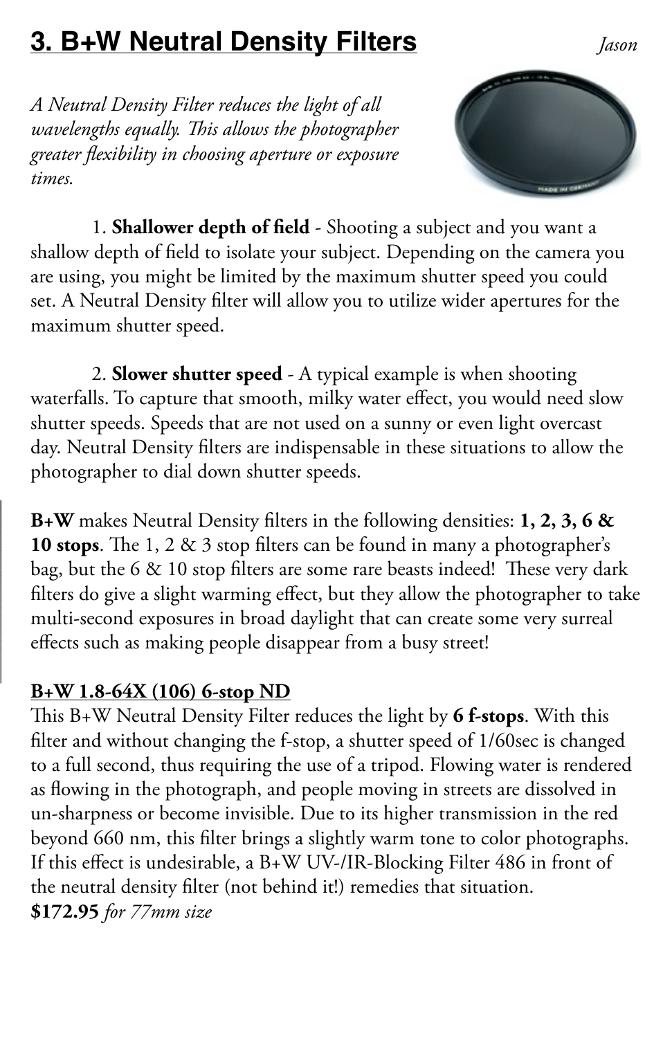## 3. B+W Neutral Density Filters

*Jason*

*A Neutral Density Filter reduces the light of all wavelengths equally. This allows the photographer greater flexibility in choosing aperture or exposure times.*

1. **Shallower depth of field** - Shooting a subject and you want a shallow depth of field to isolate your subject. Depending on the camera you are using, you might be limited by the maximum shutter speed you could set. A Neutral Density filter will allow you to utilize wider apertures for the maximum shutter speed.

2. **Slower shutter speed** - A typical example is when shooting waterfalls. To capture that smooth, milky water effect, you would need slow shutter speeds. Speeds that are not used on a sunny or even light overcast day. Neutral Density filters are indispensable in these situations to allow the photographer to dial down shutter speeds.

**B+W** makes Neutral Density filters in the following densities: **1, 2, 3, 6 & 10 stops**. The 1, 2 & 3 stop filters can be found in many a photographer's bag, but the 6 & 10 stop filters are some rare beasts indeed! These very dark filters do give a slight warming effect, but they allow the photographer to take multi-second exposures in broad daylight that can create some very surreal effects such as making people disappear from a busy street!

**B+W 1.8-64X (106) 6-stop ND**

This B+W Neutral Density Filter reduces the light by **6 f-stops**. With this filter and without changing the f-stop, a shutter speed of 1/60sec is changed to a full second, thus requiring the use of a tripod. Flowing water is rendered as flowing in the photograph, and people moving in streets are dissolved in un-sharpness or become invisible. Due to its higher transmission in the red beyond 660 nm, this filter brings a slightly warm tone to color photographs. If this effect is undesirable, a B+W UV-/IR-Blocking Filter 486 in front of the neutral density filter (not behind it!) remedies that situation.

**$172.95** *for 77mm size*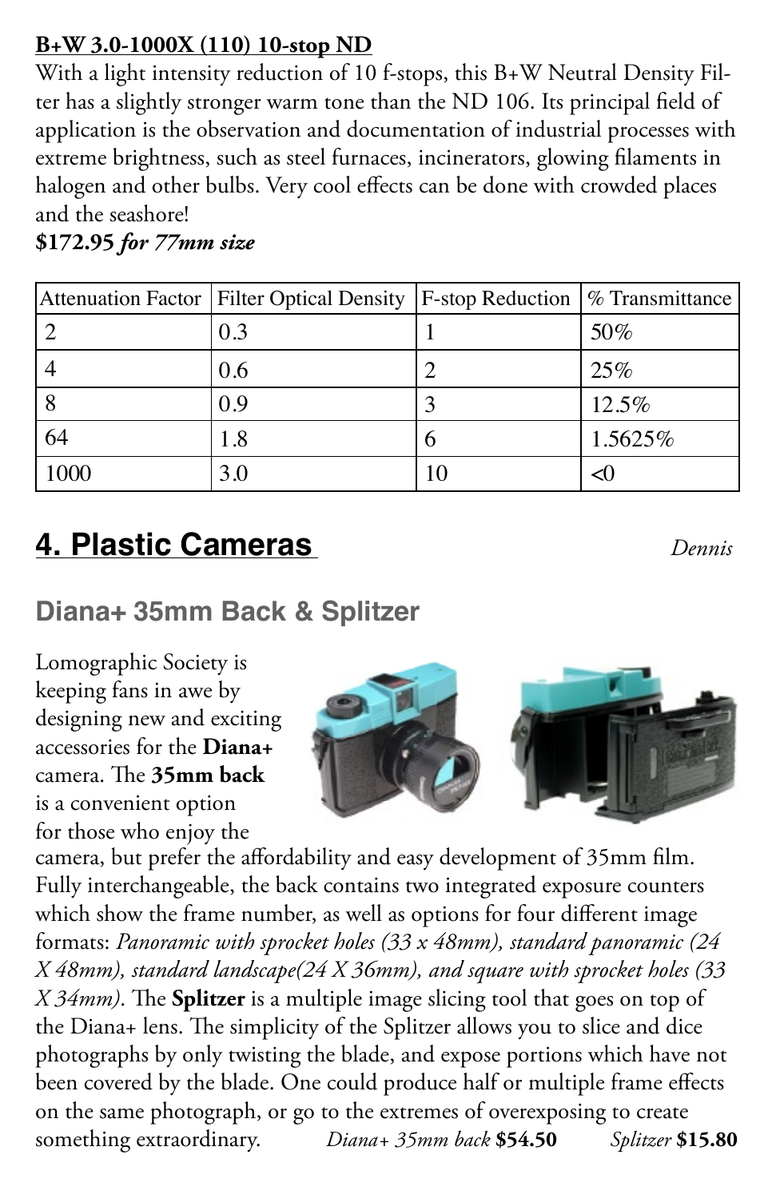**B+W 3.0-1000X (110) 10-stop ND**

With a light intensity reduction of 10 f-stops, this B+W Neutral Density Filter has a slightly stronger warm tone than the ND 106. Its principal field of application is the observation and documentation of industrial processes with extreme brightness, such as steel furnaces, incinerators, glowing filaments in halogen and other bulbs. Very cool effects can be done with crowded places and the seashore!

**$172.95** ***for 77mm size***

| Attenuation Factor | Filter Optical Density | F-stop Reduction | % Transmittance |
|---|---|---|---|
| 2 | 0.3 | 1 | 50% |
| 4 | 0.6 | 2 | 25% |
| 8 | 0.9 | 3 | 12.5% |
| 64 | 1.8 | 6 | 1.5625% |
| 1000 | 3.0 | 10 | <0 |

# 4. Plastic Cameras

*Dennis*

## Diana+ 35mm Back & Splitzer

Lomographic Society is keeping fans in awe by designing new and exciting accessories for the **Diana+** camera. The **35mm back** is a convenient option for those who enjoy the camera, but prefer the affordability and easy development of 35mm film. Fully interchangeable, the back contains two integrated exposure counters which show the frame number, as well as options for four different image formats: *Panoramic with sprocket holes (33 x 48mm), standard panoramic (24 X 48mm), standard landscape(24 X 36mm), and square with sprocket holes (33 X 34mm)*. The **Splitzer** is a multiple image slicing tool that goes on top of the Diana+ lens. The simplicity of the Splitzer allows you to slice and dice photographs by only twisting the blade, and expose portions which have not been covered by the blade. One could produce half or multiple frame effects on the same photograph, or go to the extremes of overexposing to create something extraordinary.

*Diana+ 35mm back* **$54.50** *Splitzer* **$15.80**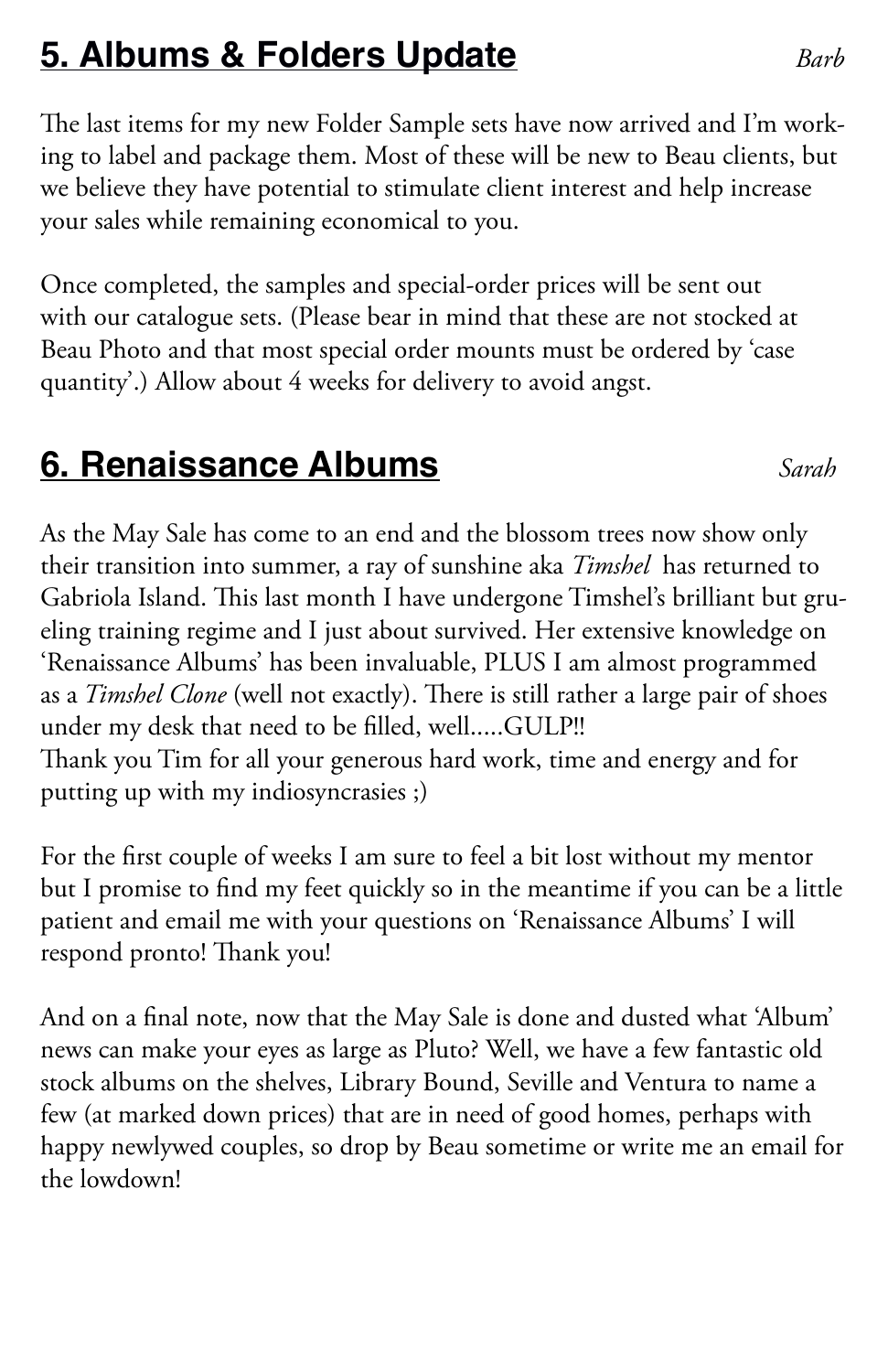## 5. Albums & Folders Update

*Barb*

The last items for my new Folder Sample sets have now arrived and I'm working to label and package them. Most of these will be new to Beau clients, but we believe they have potential to stimulate client interest and help increase your sales while remaining economical to you.

Once completed, the samples and special-order prices will be sent out with our catalogue sets. (Please bear in mind that these are not stocked at Beau Photo and that most special order mounts must be ordered by 'case quantity'.) Allow about 4 weeks for delivery to avoid angst.

## 6. Renaissance Albums

*Sarah*

As the May Sale has come to an end and the blossom trees now show only their transition into summer, a ray of sunshine aka *Timshel* has returned to Gabriola Island. This last month I have undergone Timshel's brilliant but grueling training regime and I just about survived. Her extensive knowledge on 'Renaissance Albums' has been invaluable, PLUS I am almost programmed as a *Timshel Clone* (well not exactly). There is still rather a large pair of shoes under my desk that need to be filled, well.....GULP!!
Thank you Tim for all your generous hard work, time and energy and for putting up with my indiosyncrasies ;)

For the first couple of weeks I am sure to feel a bit lost without my mentor but I promise to find my feet quickly so in the meantime if you can be a little patient and email me with your questions on 'Renaissance Albums' I will respond pronto! Thank you!

And on a final note, now that the May Sale is done and dusted what 'Album' news can make your eyes as large as Pluto? Well, we have a few fantastic old stock albums on the shelves, Library Bound, Seville and Ventura to name a few (at marked down prices) that are in need of good homes, perhaps with happy newlywed couples, so drop by Beau sometime or write me an email for the lowdown!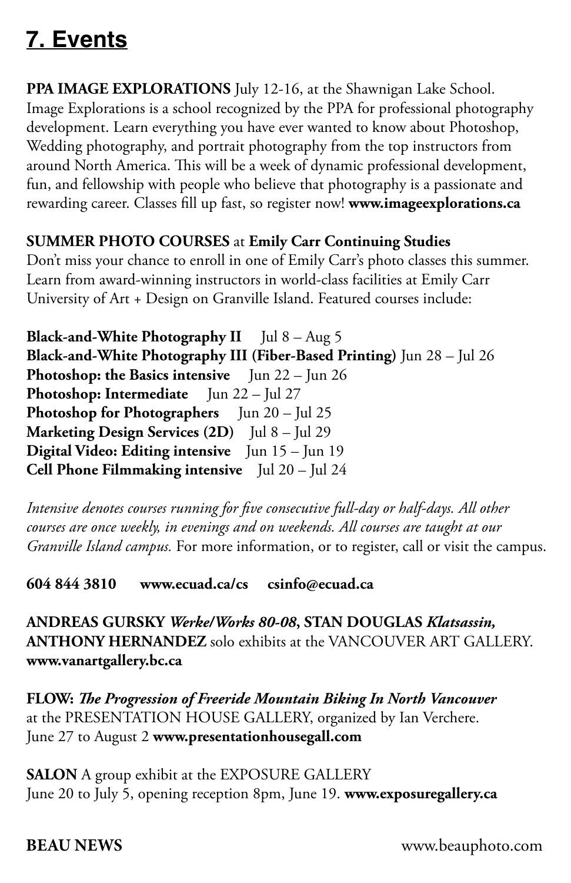# 7. Events

**PPA IMAGE EXPLORATIONS** July 12-16, at the Shawnigan Lake School. Image Explorations is a school recognized by the PPA for professional photography development. Learn everything you have ever wanted to know about Photoshop, Wedding photography, and portrait photography from the top instructors from around North America. This will be a week of dynamic professional development, fun, and fellowship with people who believe that photography is a passionate and rewarding career. Classes fill up fast, so register now! **www.imageexplorations.ca**

**SUMMER PHOTO COURSES** at **Emily Carr Continuing Studies**
Don't miss your chance to enroll in one of Emily Carr's photo classes this summer. Learn from award-winning instructors in world-class facilities at Emily Carr University of Art + Design on Granville Island. Featured courses include:

**Black-and-White Photography II** Jul 8 – Aug 5
**Black-and-White Photography III (Fiber-Based Printing)** Jun 28 – Jul 26
**Photoshop: the Basics intensive** Jun 22 – Jun 26
**Photoshop: Intermediate** Jun 22 – Jul 27
**Photoshop for Photographers** Jun 20 – Jul 25
**Marketing Design Services (2D)** Jul 8 – Jul 29
**Digital Video: Editing intensive** Jun 15 – Jun 19
**Cell Phone Filmmaking intensive** Jul 20 – Jul 24

*Intensive denotes courses running for five consecutive full-day or half-days. All other courses are once weekly, in evenings and on weekends. All courses are taught at our Granville Island campus.* For more information, or to register, call or visit the campus.

**604 844 3810 www.ecuad.ca/cs csinfo@ecuad.ca**

**ANDREAS GURSKY** ***Werke/Works 80-08*****, STAN DOUGLAS** ***Klatsassin,*** **ANTHONY HERNANDEZ** solo exhibits at the VANCOUVER ART GALLERY. **www.vanartgallery.bc.ca**

**FLOW:** ***The Progression of Freeride Mountain Biking In North Vancouver*** at the PRESENTATION HOUSE GALLERY, organized by Ian Verchere. June 27 to August 2 **www.presentationhousegall.com**

**SALON** A group exhibit at the EXPOSURE GALLERY
June 20 to July 5, opening reception 8pm, June 19. **www.exposuregallery.ca**